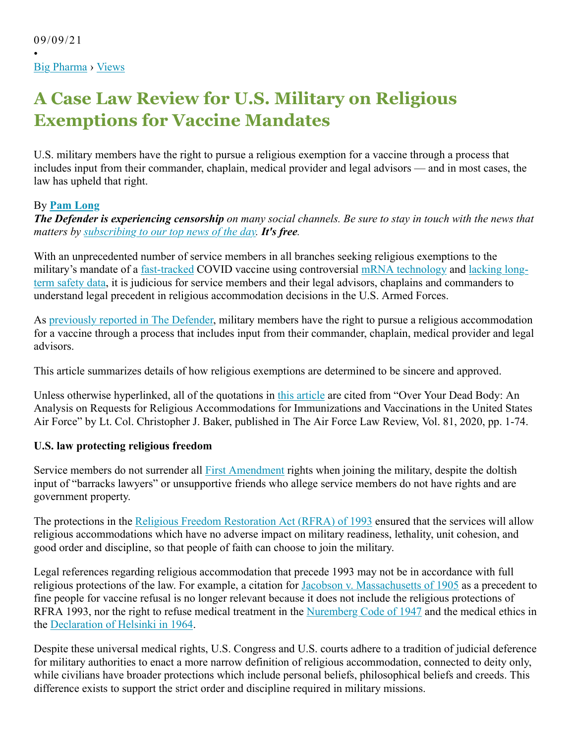09/09/21

•

Big Pharma › Views

# A Case Law Review for U.S. Military on Religious Exemptions for Vaccine Mandates

U.S. military members have the right to pursue a religious exemption for a vaccine through a process that includes input from their commander, chaplain, medical provider and legal advisors — and in most cases, the law has upheld that right.

By **Pam Long**

***The Defender is experiencing censorship** on many social channels. Be sure to stay in touch with the news that matters by subscribing to our top news of the day. **It's free**.*

With an unprecedented number of service members in all branches seeking religious exemptions to the military's mandate of a fast-tracked COVID vaccine using controversial mRNA technology and lacking long-term safety data, it is judicious for service members and their legal advisors, chaplains and commanders to understand legal precedent in religious accommodation decisions in the U.S. Armed Forces.

As previously reported in The Defender, military members have the right to pursue a religious accommodation for a vaccine through a process that includes input from their commander, chaplain, medical provider and legal advisors.

This article summarizes details of how religious exemptions are determined to be sincere and approved.

Unless otherwise hyperlinked, all of the quotations in this article are cited from "Over Your Dead Body: An Analysis on Requests for Religious Accommodations for Immunizations and Vaccinations in the United States Air Force" by Lt. Col. Christopher J. Baker, published in The Air Force Law Review, Vol. 81, 2020, pp. 1-74.

**U.S. law protecting religious freedom**

Service members do not surrender all First Amendment rights when joining the military, despite the doltish input of "barracks lawyers" or unsupportive friends who allege service members do not have rights and are government property.

The protections in the Religious Freedom Restoration Act (RFRA) of 1993 ensured that the services will allow religious accommodations which have no adverse impact on military readiness, lethality, unit cohesion, and good order and discipline, so that people of faith can choose to join the military.

Legal references regarding religious accommodation that precede 1993 may not be in accordance with full religious protections of the law. For example, a citation for Jacobson v. Massachusetts of 1905 as a precedent to fine people for vaccine refusal is no longer relevant because it does not include the religious protections of RFRA 1993, nor the right to refuse medical treatment in the Nuremberg Code of 1947 and the medical ethics in the Declaration of Helsinki in 1964.

Despite these universal medical rights, U.S. Congress and U.S. courts adhere to a tradition of judicial deference for military authorities to enact a more narrow definition of religious accommodation, connected to deity only, while civilians have broader protections which include personal beliefs, philosophical beliefs and creeds. This difference exists to support the strict order and discipline required in military missions.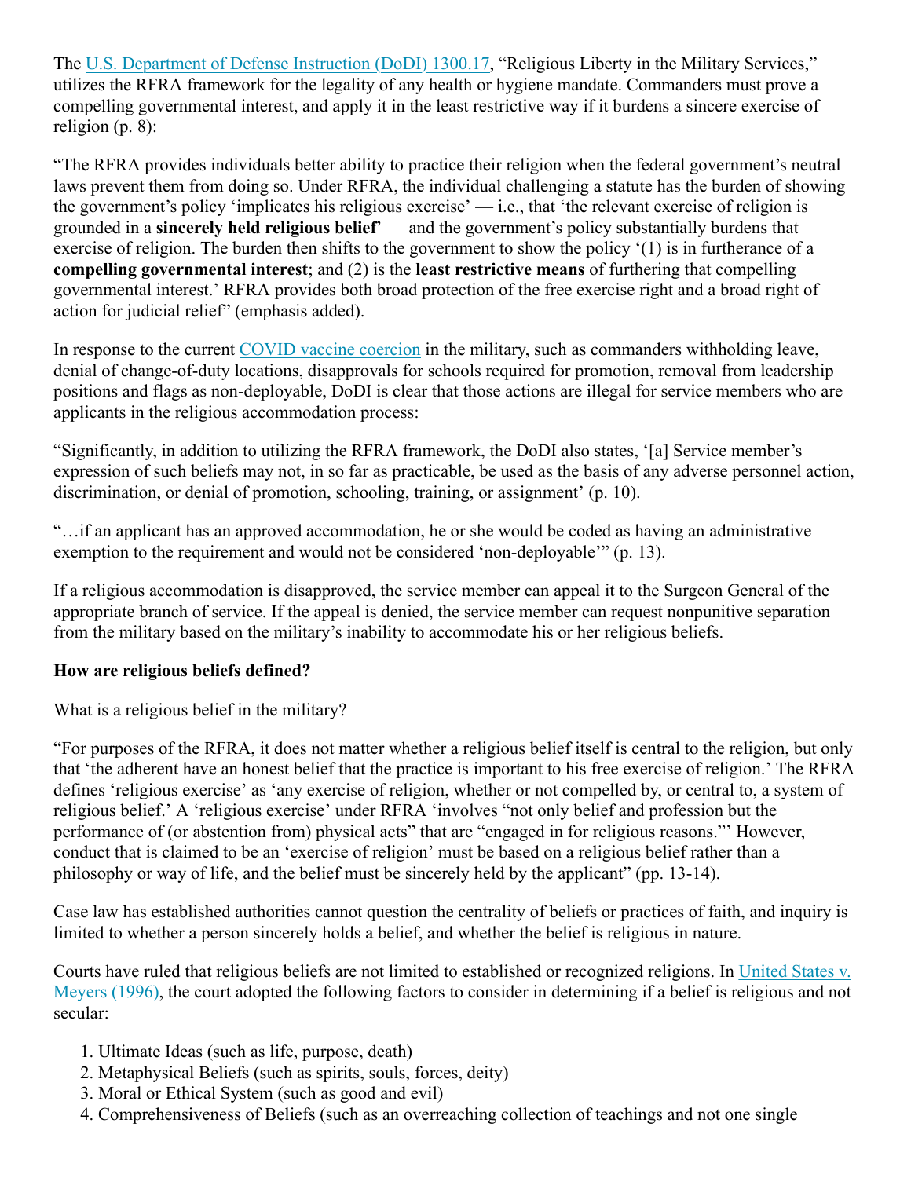The [U.S. Department of Defense Instruction (DoDI) 1300.17](), "Religious Liberty in the Military Services," utilizes the RFRA framework for the legality of any health or hygiene mandate. Commanders must prove a compelling governmental interest, and apply it in the least restrictive way if it burdens a sincere exercise of religion (p. 8):

"The RFRA provides individuals better ability to practice their religion when the federal government's neutral laws prevent them from doing so. Under RFRA, the individual challenging a statute has the burden of showing the government's policy 'implicates his religious exercise' — i.e., that 'the relevant exercise of religion is grounded in a **sincerely held religious belief**' — and the government's policy substantially burdens that exercise of religion. The burden then shifts to the government to show the policy '(1) is in furtherance of a **compelling governmental interest**; and (2) is the **least restrictive means** of furthering that compelling governmental interest.' RFRA provides both broad protection of the free exercise right and a broad right of action for judicial relief" (emphasis added).

In response to the current [COVID vaccine coercion]() in the military, such as commanders withholding leave, denial of change-of-duty locations, disapprovals for schools required for promotion, removal from leadership positions and flags as non-deployable, DoDI is clear that those actions are illegal for service members who are applicants in the religious accommodation process:

"Significantly, in addition to utilizing the RFRA framework, the DoDI also states, '[a] Service member's expression of such beliefs may not, in so far as practicable, be used as the basis of any adverse personnel action, discrimination, or denial of promotion, schooling, training, or assignment' (p. 10).

"…if an applicant has an approved accommodation, he or she would be coded as having an administrative exemption to the requirement and would not be considered 'non-deployable'" (p. 13).

If a religious accommodation is disapproved, the service member can appeal it to the Surgeon General of the appropriate branch of service. If the appeal is denied, the service member can request nonpunitive separation from the military based on the military's inability to accommodate his or her religious beliefs.

**How are religious beliefs defined?**

What is a religious belief in the military?

"For purposes of the RFRA, it does not matter whether a religious belief itself is central to the religion, but only that 'the adherent have an honest belief that the practice is important to his free exercise of religion.' The RFRA defines 'religious exercise' as 'any exercise of religion, whether or not compelled by, or central to, a system of religious belief.' A 'religious exercise' under RFRA 'involves "not only belief and profession but the performance of (or abstention from) physical acts" that are "engaged in for religious reasons."' However, conduct that is claimed to be an 'exercise of religion' must be based on a religious belief rather than a philosophy or way of life, and the belief must be sincerely held by the applicant" (pp. 13-14).

Case law has established authorities cannot question the centrality of beliefs or practices of faith, and inquiry is limited to whether a person sincerely holds a belief, and whether the belief is religious in nature.

Courts have ruled that religious beliefs are not limited to established or recognized religions. In [United States v. Meyers (1996)](), the court adopted the following factors to consider in determining if a belief is religious and not secular:

1. Ultimate Ideas (such as life, purpose, death)
2. Metaphysical Beliefs (such as spirits, souls, forces, deity)
3. Moral or Ethical System (such as good and evil)
4. Comprehensiveness of Beliefs (such as an overreaching collection of teachings and not one single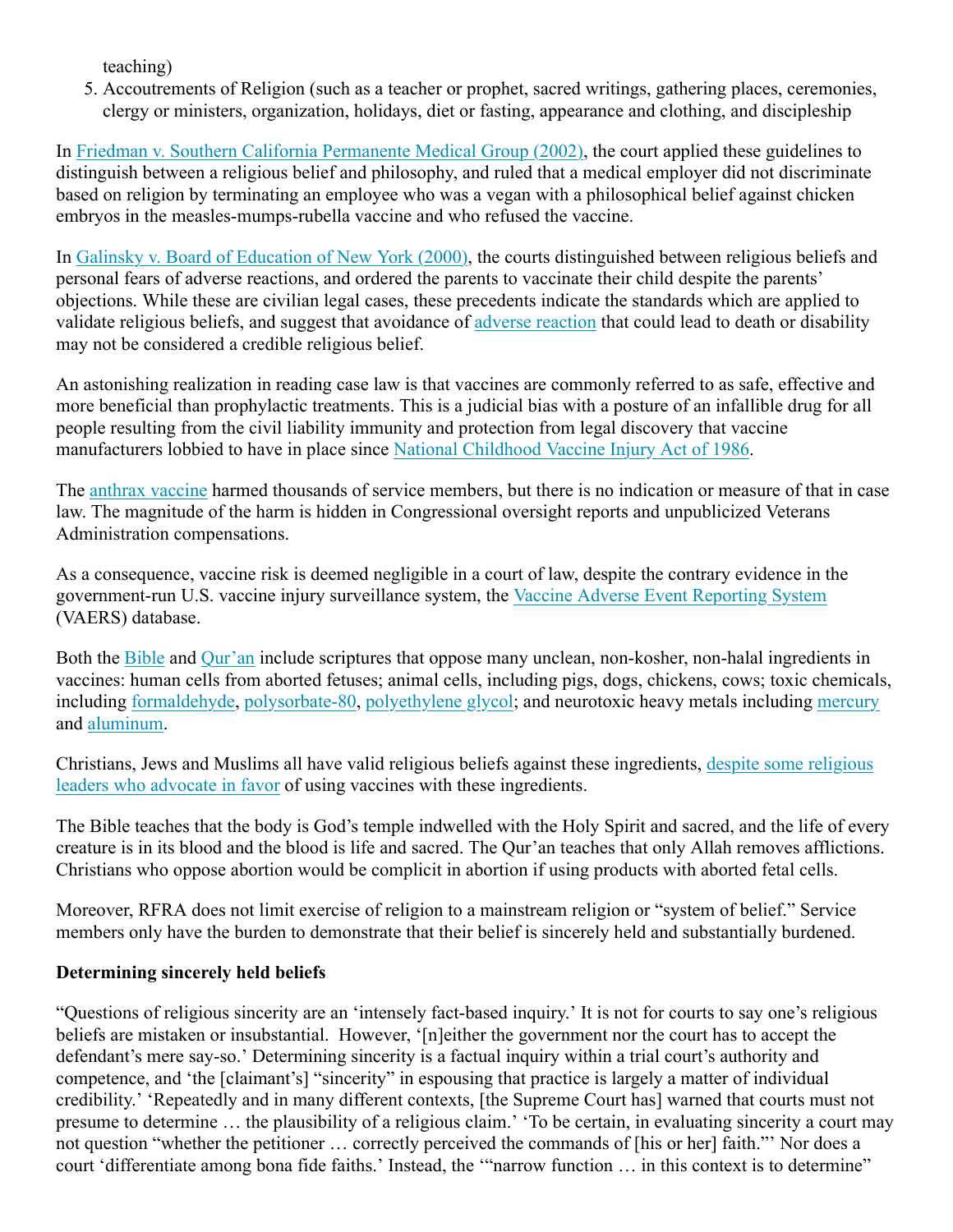teaching)

5. Accoutrements of Religion (such as a teacher or prophet, sacred writings, gathering places, ceremonies, clergy or ministers, organization, holidays, diet or fasting, appearance and clothing, and discipleship

In Friedman v. Southern California Permanente Medical Group (2002), the court applied these guidelines to distinguish between a religious belief and philosophy, and ruled that a medical employer did not discriminate based on religion by terminating an employee who was a vegan with a philosophical belief against chicken embryos in the measles-mumps-rubella vaccine and who refused the vaccine.

In Galinsky v. Board of Education of New York (2000), the courts distinguished between religious beliefs and personal fears of adverse reactions, and ordered the parents to vaccinate their child despite the parents' objections. While these are civilian legal cases, these precedents indicate the standards which are applied to validate religious beliefs, and suggest that avoidance of adverse reaction that could lead to death or disability may not be considered a credible religious belief.

An astonishing realization in reading case law is that vaccines are commonly referred to as safe, effective and more beneficial than prophylactic treatments. This is a judicial bias with a posture of an infallible drug for all people resulting from the civil liability immunity and protection from legal discovery that vaccine manufacturers lobbied to have in place since National Childhood Vaccine Injury Act of 1986.

The anthrax vaccine harmed thousands of service members, but there is no indication or measure of that in case law. The magnitude of the harm is hidden in Congressional oversight reports and unpublicized Veterans Administration compensations.

As a consequence, vaccine risk is deemed negligible in a court of law, despite the contrary evidence in the government-run U.S. vaccine injury surveillance system, the Vaccine Adverse Event Reporting System (VAERS) database.

Both the Bible and Qur'an include scriptures that oppose many unclean, non-kosher, non-halal ingredients in vaccines: human cells from aborted fetuses; animal cells, including pigs, dogs, chickens, cows; toxic chemicals, including formaldehyde, polysorbate-80, polyethylene glycol; and neurotoxic heavy metals including mercury and aluminum.

Christians, Jews and Muslims all have valid religious beliefs against these ingredients, despite some religious leaders who advocate in favor of using vaccines with these ingredients.

The Bible teaches that the body is God's temple indwelled with the Holy Spirit and sacred, and the life of every creature is in its blood and the blood is life and sacred. The Qur'an teaches that only Allah removes afflictions. Christians who oppose abortion would be complicit in abortion if using products with aborted fetal cells.

Moreover, RFRA does not limit exercise of religion to a mainstream religion or "system of belief." Service members only have the burden to demonstrate that their belief is sincerely held and substantially burdened.

**Determining sincerely held beliefs**

"Questions of religious sincerity are an 'intensely fact-based inquiry.' It is not for courts to say one's religious beliefs are mistaken or insubstantial. However, '[n]either the government nor the court has to accept the defendant's mere say-so.' Determining sincerity is a factual inquiry within a trial court's authority and competence, and 'the [claimant's] "sincerity" in espousing that practice is largely a matter of individual credibility.' 'Repeatedly and in many different contexts, [the Supreme Court has] warned that courts must not presume to determine … the plausibility of a religious claim.' 'To be certain, in evaluating sincerity a court may not question "whether the petitioner … correctly perceived the commands of [his or her] faith."' Nor does a court 'differentiate among bona fide faiths.' Instead, the '"narrow function … in this context is to determine"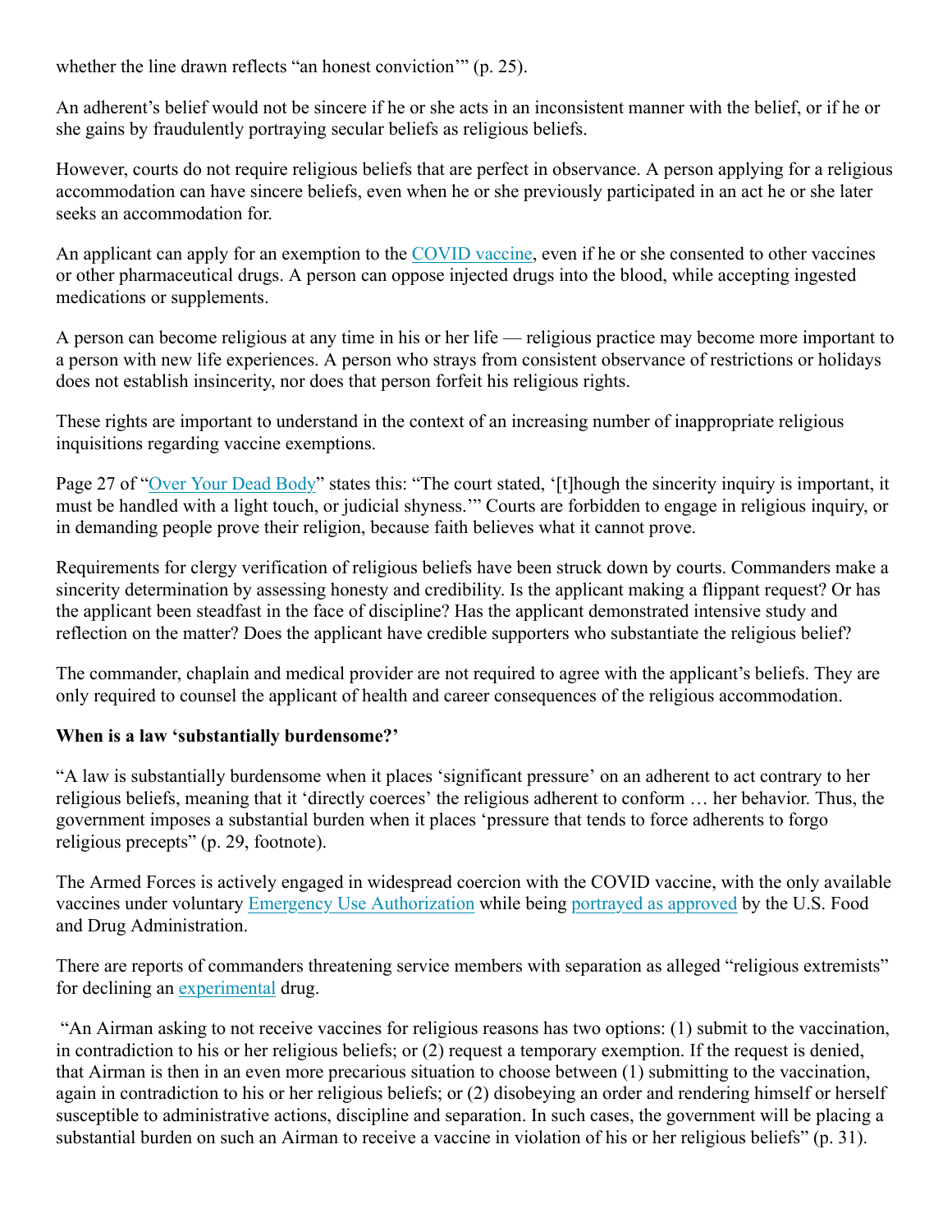whether the line drawn reflects "an honest conviction'" (p. 25).

An adherent's belief would not be sincere if he or she acts in an inconsistent manner with the belief, or if he or she gains by fraudulently portraying secular beliefs as religious beliefs.

However, courts do not require religious beliefs that are perfect in observance. A person applying for a religious accommodation can have sincere beliefs, even when he or she previously participated in an act he or she later seeks an accommodation for.

An applicant can apply for an exemption to the COVID vaccine, even if he or she consented to other vaccines or other pharmaceutical drugs. A person can oppose injected drugs into the blood, while accepting ingested medications or supplements.

A person can become religious at any time in his or her life — religious practice may become more important to a person with new life experiences. A person who strays from consistent observance of restrictions or holidays does not establish insincerity, nor does that person forfeit his religious rights.

These rights are important to understand in the context of an increasing number of inappropriate religious inquisitions regarding vaccine exemptions.

Page 27 of "Over Your Dead Body" states this: "The court stated, '[t]hough the sincerity inquiry is important, it must be handled with a light touch, or judicial shyness.'" Courts are forbidden to engage in religious inquiry, or in demanding people prove their religion, because faith believes what it cannot prove.

Requirements for clergy verification of religious beliefs have been struck down by courts. Commanders make a sincerity determination by assessing honesty and credibility. Is the applicant making a flippant request? Or has the applicant been steadfast in the face of discipline? Has the applicant demonstrated intensive study and reflection on the matter? Does the applicant have credible supporters who substantiate the religious belief?

The commander, chaplain and medical provider are not required to agree with the applicant's beliefs. They are only required to counsel the applicant of health and career consequences of the religious accommodation.

**When is a law 'substantially burdensome?'**

"A law is substantially burdensome when it places 'significant pressure' on an adherent to act contrary to her religious beliefs, meaning that it 'directly coerces' the religious adherent to conform … her behavior. Thus, the government imposes a substantial burden when it places 'pressure that tends to force adherents to forgo religious precepts" (p. 29, footnote).

The Armed Forces is actively engaged in widespread coercion with the COVID vaccine, with the only available vaccines under voluntary Emergency Use Authorization while being portrayed as approved by the U.S. Food and Drug Administration.

There are reports of commanders threatening service members with separation as alleged "religious extremists" for declining an experimental drug.

"An Airman asking to not receive vaccines for religious reasons has two options: (1) submit to the vaccination, in contradiction to his or her religious beliefs; or (2) request a temporary exemption. If the request is denied, that Airman is then in an even more precarious situation to choose between (1) submitting to the vaccination, again in contradiction to his or her religious beliefs; or (2) disobeying an order and rendering himself or herself susceptible to administrative actions, discipline and separation. In such cases, the government will be placing a substantial burden on such an Airman to receive a vaccine in violation of his or her religious beliefs" (p. 31).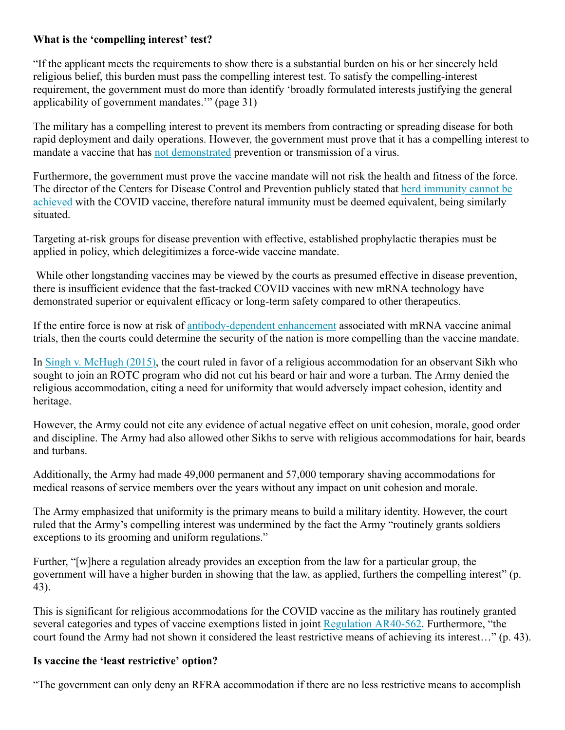**What is the 'compelling interest' test?**

"If the applicant meets the requirements to show there is a substantial burden on his or her sincerely held religious belief, this burden must pass the compelling interest test. To satisfy the compelling-interest requirement, the government must do more than identify 'broadly formulated interests justifying the general applicability of government mandates.'" (page 31)

The military has a compelling interest to prevent its members from contracting or spreading disease for both rapid deployment and daily operations. However, the government must prove that it has a compelling interest to mandate a vaccine that has not demonstrated prevention or transmission of a virus.

Furthermore, the government must prove the vaccine mandate will not risk the health and fitness of the force. The director of the Centers for Disease Control and Prevention publicly stated that herd immunity cannot be achieved with the COVID vaccine, therefore natural immunity must be deemed equivalent, being similarly situated.

Targeting at-risk groups for disease prevention with effective, established prophylactic therapies must be applied in policy, which delegitimizes a force-wide vaccine mandate.

While other longstanding vaccines may be viewed by the courts as presumed effective in disease prevention, there is insufficient evidence that the fast-tracked COVID vaccines with new mRNA technology have demonstrated superior or equivalent efficacy or long-term safety compared to other therapeutics.

If the entire force is now at risk of antibody-dependent enhancement associated with mRNA vaccine animal trials, then the courts could determine the security of the nation is more compelling than the vaccine mandate.

In Singh v. McHugh (2015), the court ruled in favor of a religious accommodation for an observant Sikh who sought to join an ROTC program who did not cut his beard or hair and wore a turban. The Army denied the religious accommodation, citing a need for uniformity that would adversely impact cohesion, identity and heritage.

However, the Army could not cite any evidence of actual negative effect on unit cohesion, morale, good order and discipline. The Army had also allowed other Sikhs to serve with religious accommodations for hair, beards and turbans.

Additionally, the Army had made 49,000 permanent and 57,000 temporary shaving accommodations for medical reasons of service members over the years without any impact on unit cohesion and morale.

The Army emphasized that uniformity is the primary means to build a military identity. However, the court ruled that the Army's compelling interest was undermined by the fact the Army "routinely grants soldiers exceptions to its grooming and uniform regulations."

Further, "[w]here a regulation already provides an exception from the law for a particular group, the government will have a higher burden in showing that the law, as applied, furthers the compelling interest" (p. 43).

This is significant for religious accommodations for the COVID vaccine as the military has routinely granted several categories and types of vaccine exemptions listed in joint Regulation AR40-562. Furthermore, "the court found the Army had not shown it considered the least restrictive means of achieving its interest…" (p. 43).

**Is vaccine the 'least restrictive' option?**

"The government can only deny an RFRA accommodation if there are no less restrictive means to accomplish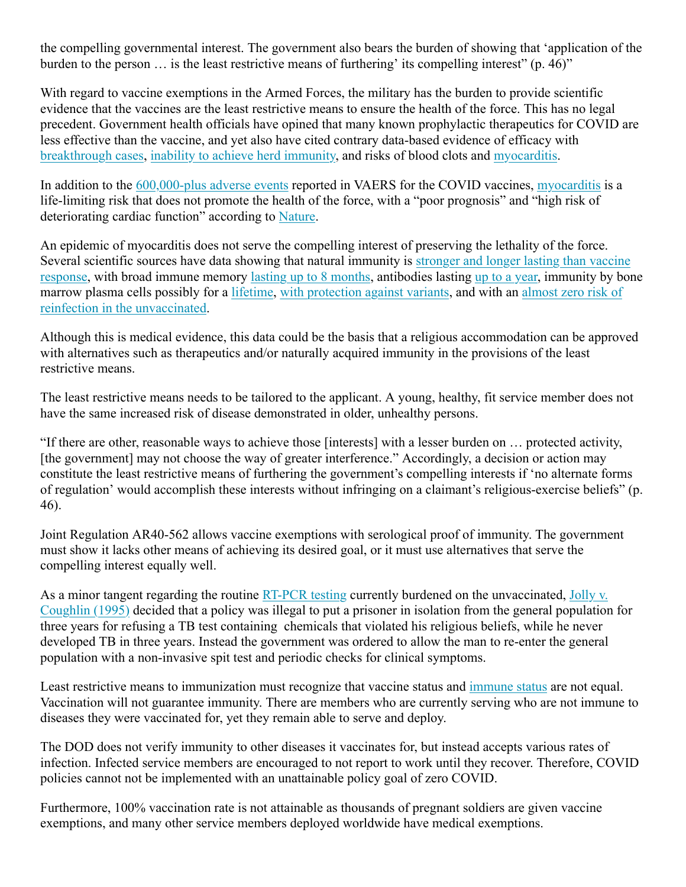the compelling governmental interest. The government also bears the burden of showing that 'application of the burden to the person … is the least restrictive means of furthering' its compelling interest" (p. 46)"

With regard to vaccine exemptions in the Armed Forces, the military has the burden to provide scientific evidence that the vaccines are the least restrictive means to ensure the health of the force. This has no legal precedent. Government health officials have opined that many known prophylactic therapeutics for COVID are less effective than the vaccine, and yet also have cited contrary data-based evidence of efficacy with breakthrough cases, inability to achieve herd immunity, and risks of blood clots and myocarditis.

In addition to the 600,000-plus adverse events reported in VAERS for the COVID vaccines, myocarditis is a life-limiting risk that does not promote the health of the force, with a "poor prognosis" and "high risk of deteriorating cardiac function" according to Nature.

An epidemic of myocarditis does not serve the compelling interest of preserving the lethality of the force. Several scientific sources have data showing that natural immunity is stronger and longer lasting than vaccine response, with broad immune memory lasting up to 8 months, antibodies lasting up to a year, immunity by bone marrow plasma cells possibly for a lifetime, with protection against variants, and with an almost zero risk of reinfection in the unvaccinated.

Although this is medical evidence, this data could be the basis that a religious accommodation can be approved with alternatives such as therapeutics and/or naturally acquired immunity in the provisions of the least restrictive means.

The least restrictive means needs to be tailored to the applicant. A young, healthy, fit service member does not have the same increased risk of disease demonstrated in older, unhealthy persons.

"If there are other, reasonable ways to achieve those [interests] with a lesser burden on … protected activity, [the government] may not choose the way of greater interference." Accordingly, a decision or action may constitute the least restrictive means of furthering the government's compelling interests if 'no alternate forms of regulation' would accomplish these interests without infringing on a claimant's religious-exercise beliefs" (p. 46).

Joint Regulation AR40-562 allows vaccine exemptions with serological proof of immunity. The government must show it lacks other means of achieving its desired goal, or it must use alternatives that serve the compelling interest equally well.

As a minor tangent regarding the routine RT-PCR testing currently burdened on the unvaccinated, Jolly v. Coughlin (1995) decided that a policy was illegal to put a prisoner in isolation from the general population for three years for refusing a TB test containing chemicals that violated his religious beliefs, while he never developed TB in three years. Instead the government was ordered to allow the man to re-enter the general population with a non-invasive spit test and periodic checks for clinical symptoms.

Least restrictive means to immunization must recognize that vaccine status and immune status are not equal. Vaccination will not guarantee immunity. There are members who are currently serving who are not immune to diseases they were vaccinated for, yet they remain able to serve and deploy.

The DOD does not verify immunity to other diseases it vaccinates for, but instead accepts various rates of infection. Infected service members are encouraged to not report to work until they recover. Therefore, COVID policies cannot not be implemented with an unattainable policy goal of zero COVID.

Furthermore, 100% vaccination rate is not attainable as thousands of pregnant soldiers are given vaccine exemptions, and many other service members deployed worldwide have medical exemptions.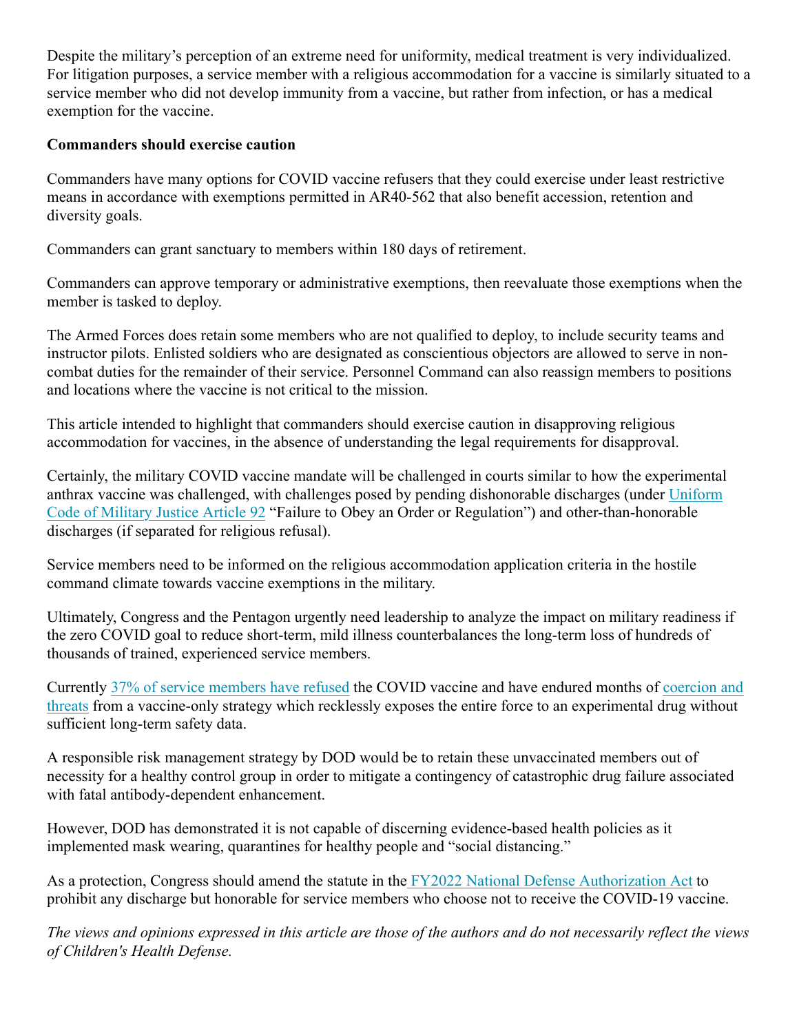Despite the military's perception of an extreme need for uniformity, medical treatment is very individualized. For litigation purposes, a service member with a religious accommodation for a vaccine is similarly situated to a service member who did not develop immunity from a vaccine, but rather from infection, or has a medical exemption for the vaccine.

**Commanders should exercise caution**

Commanders have many options for COVID vaccine refusers that they could exercise under least restrictive means in accordance with exemptions permitted in AR40-562 that also benefit accession, retention and diversity goals.

Commanders can grant sanctuary to members within 180 days of retirement.

Commanders can approve temporary or administrative exemptions, then reevaluate those exemptions when the member is tasked to deploy.

The Armed Forces does retain some members who are not qualified to deploy, to include security teams and instructor pilots. Enlisted soldiers who are designated as conscientious objectors are allowed to serve in non-combat duties for the remainder of their service. Personnel Command can also reassign members to positions and locations where the vaccine is not critical to the mission.

This article intended to highlight that commanders should exercise caution in disapproving religious accommodation for vaccines, in the absence of understanding the legal requirements for disapproval.

Certainly, the military COVID vaccine mandate will be challenged in courts similar to how the experimental anthrax vaccine was challenged, with challenges posed by pending dishonorable discharges (under Uniform Code of Military Justice Article 92 "Failure to Obey an Order or Regulation") and other-than-honorable discharges (if separated for religious refusal).

Service members need to be informed on the religious accommodation application criteria in the hostile command climate towards vaccine exemptions in the military.

Ultimately, Congress and the Pentagon urgently need leadership to analyze the impact on military readiness if the zero COVID goal to reduce short-term, mild illness counterbalances the long-term loss of hundreds of thousands of trained, experienced service members.

Currently 37% of service members have refused the COVID vaccine and have endured months of coercion and threats from a vaccine-only strategy which recklessly exposes the entire force to an experimental drug without sufficient long-term safety data.

A responsible risk management strategy by DOD would be to retain these unvaccinated members out of necessity for a healthy control group in order to mitigate a contingency of catastrophic drug failure associated with fatal antibody-dependent enhancement.

However, DOD has demonstrated it is not capable of discerning evidence-based health policies as it implemented mask wearing, quarantines for healthy people and "social distancing."

As a protection, Congress should amend the statute in the FY2022 National Defense Authorization Act to prohibit any discharge but honorable for service members who choose not to receive the COVID-19 vaccine.

*The views and opinions expressed in this article are those of the authors and do not necessarily reflect the views of Children's Health Defense.*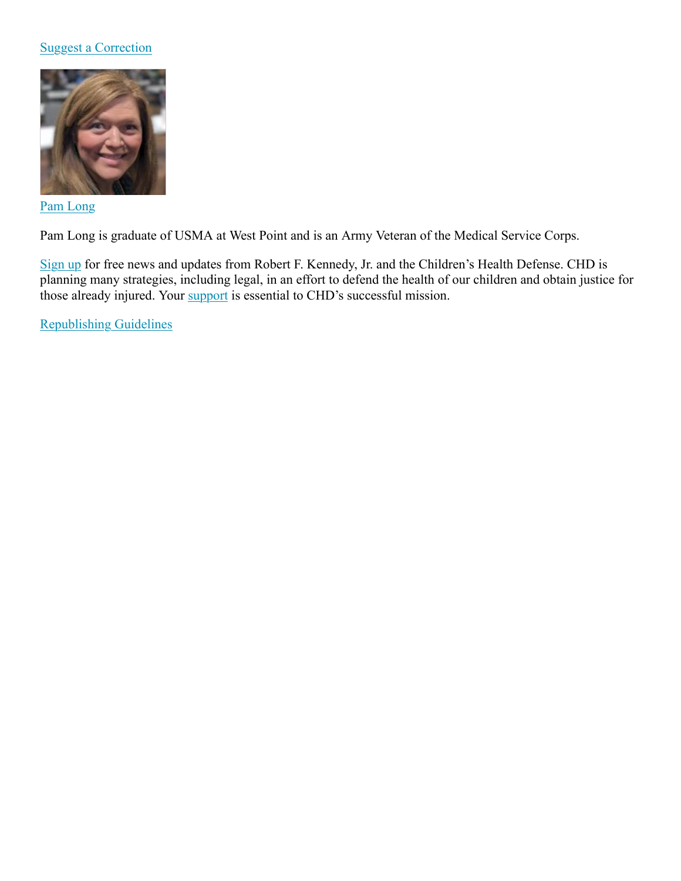Suggest a Correction

Pam Long

Pam Long is graduate of USMA at West Point and is an Army Veteran of the Medical Service Corps.

Sign up for free news and updates from Robert F. Kennedy, Jr. and the Children's Health Defense. CHD is planning many strategies, including legal, in an effort to defend the health of our children and obtain justice for those already injured. Your support is essential to CHD's successful mission.

Republishing Guidelines